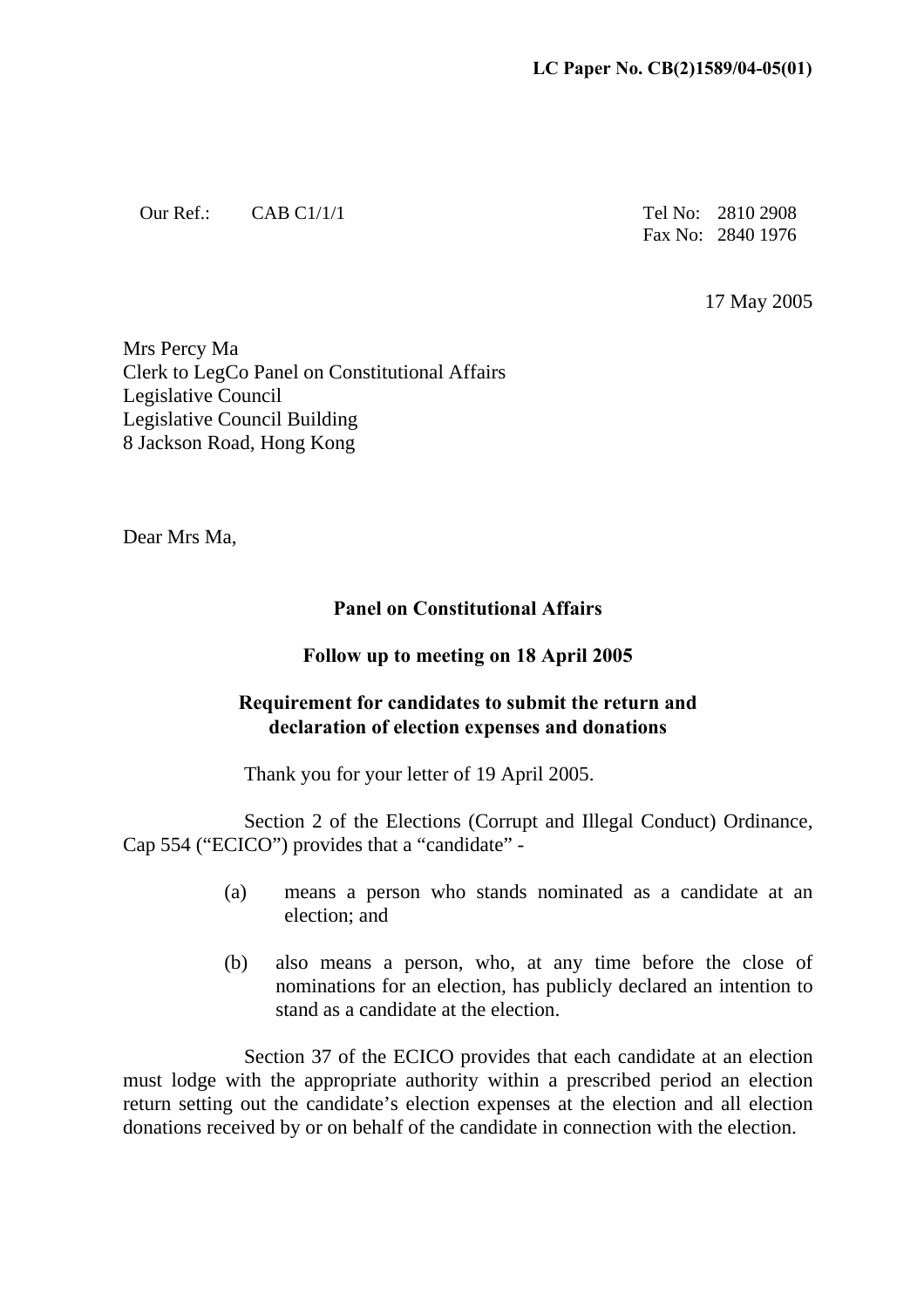**LC Paper No. CB(2)1589/04-05(01)**

Our Ref.: CAB C1/1/1

Tel No: 2810 2908
Fax No: 2840 1976

17 May 2005

Mrs Percy Ma
Clerk to LegCo Panel on Constitutional Affairs
Legislative Council
Legislative Council Building
8 Jackson Road, Hong Kong

Dear Mrs Ma,

**Panel on Constitutional Affairs**

**Follow up to meeting on 18 April 2005**

**Requirement for candidates to submit the return and declaration of election expenses and donations**

Thank you for your letter of 19 April 2005.

Section 2 of the Elections (Corrupt and Illegal Conduct) Ordinance, Cap 554 ("ECICO") provides that a "candidate" -

(a) means a person who stands nominated as a candidate at an election; and

(b) also means a person, who, at any time before the close of nominations for an election, has publicly declared an intention to stand as a candidate at the election.

Section 37 of the ECICO provides that each candidate at an election must lodge with the appropriate authority within a prescribed period an election return setting out the candidate's election expenses at the election and all election donations received by or on behalf of the candidate in connection with the election.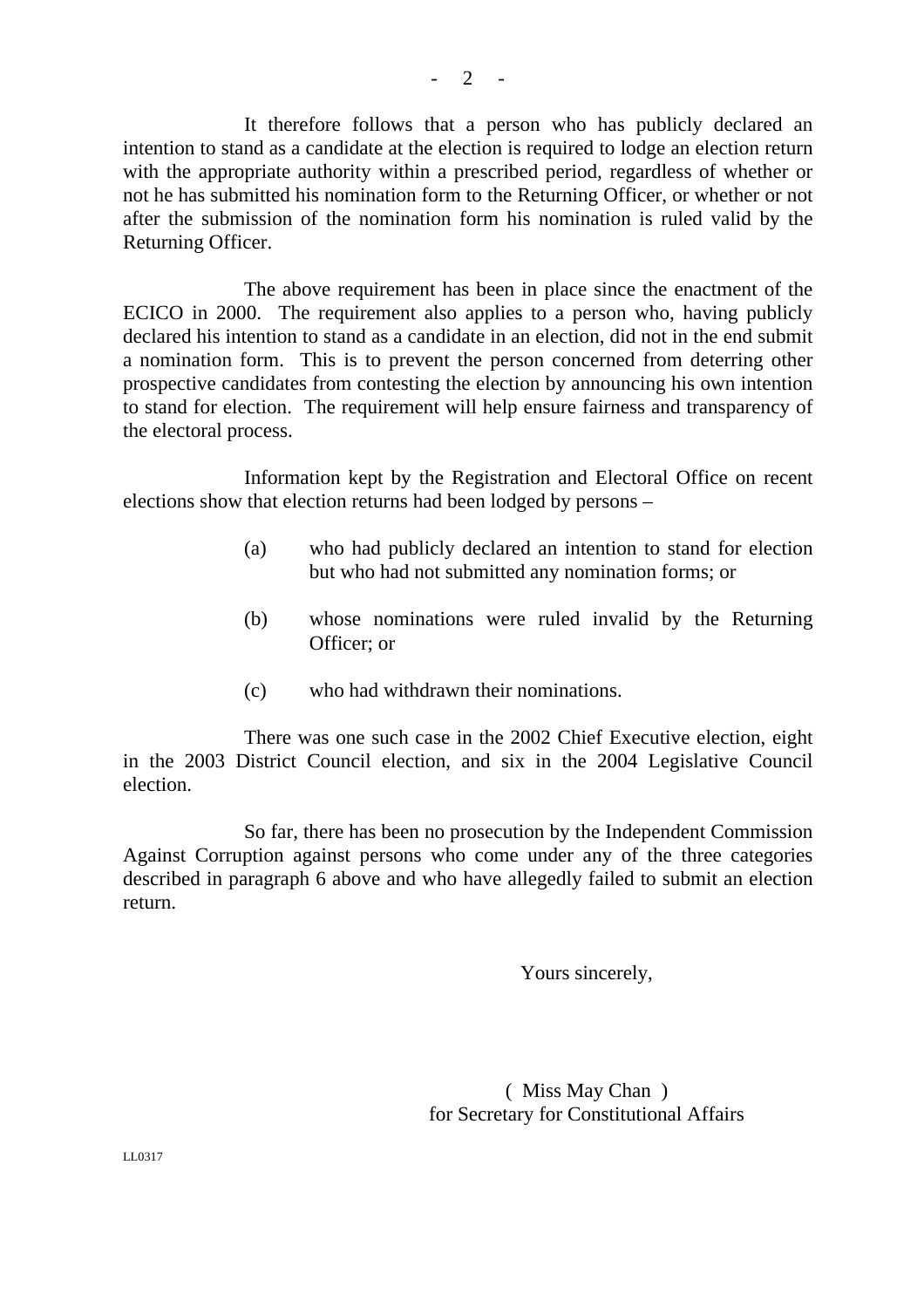It therefore follows that a person who has publicly declared an intention to stand as a candidate at the election is required to lodge an election return with the appropriate authority within a prescribed period, regardless of whether or not he has submitted his nomination form to the Returning Officer, or whether or not after the submission of the nomination form his nomination is ruled valid by the Returning Officer.

The above requirement has been in place since the enactment of the ECICO in 2000. The requirement also applies to a person who, having publicly declared his intention to stand as a candidate in an election, did not in the end submit a nomination form. This is to prevent the person concerned from deterring other prospective candidates from contesting the election by announcing his own intention to stand for election. The requirement will help ensure fairness and transparency of the electoral process.

Information kept by the Registration and Electoral Office on recent elections show that election returns had been lodged by persons –

(a) who had publicly declared an intention to stand for election but who had not submitted any nomination forms; or

(b) whose nominations were ruled invalid by the Returning Officer; or

(c) who had withdrawn their nominations.

There was one such case in the 2002 Chief Executive election, eight in the 2003 District Council election, and six in the 2004 Legislative Council election.

So far, there has been no prosecution by the Independent Commission Against Corruption against persons who come under any of the three categories described in paragraph 6 above and who have allegedly failed to submit an election return.

Yours sincerely,

( Miss May Chan )
for Secretary for Constitutional Affairs

LL0317